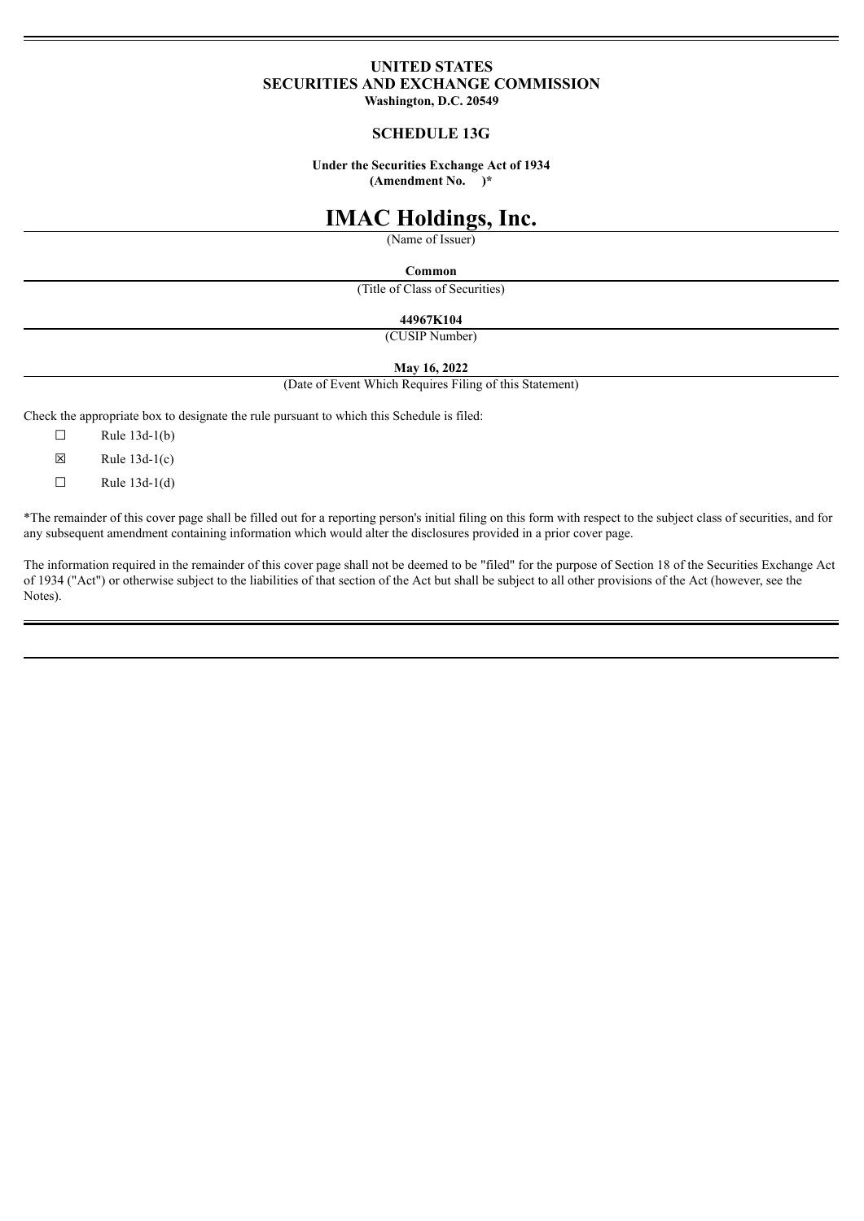**UNITED STATES**
**SECURITIES AND EXCHANGE COMMISSION**
**Washington, D.C. 20549**

**SCHEDULE 13G**

**Under the Securities Exchange Act of 1934**
**(Amendment No. )***

# IMAC Holdings, Inc.

(Name of Issuer)

**Common**

(Title of Class of Securities)

**44967K104**

(CUSIP Number)

**May 16, 2022**

(Date of Event Which Requires Filing of this Statement)

Check the appropriate box to designate the rule pursuant to which this Schedule is filed:

☐ Rule 13d-1(b)

☒ Rule 13d-1(c)

☐ Rule 13d-1(d)

*The remainder of this cover page shall be filled out for a reporting person's initial filing on this form with respect to the subject class of securities, and for any subsequent amendment containing information which would alter the disclosures provided in a prior cover page.

The information required in the remainder of this cover page shall not be deemed to be "filed" for the purpose of Section 18 of the Securities Exchange Act of 1934 ("Act") or otherwise subject to the liabilities of that section of the Act but shall be subject to all other provisions of the Act (however, see the Notes).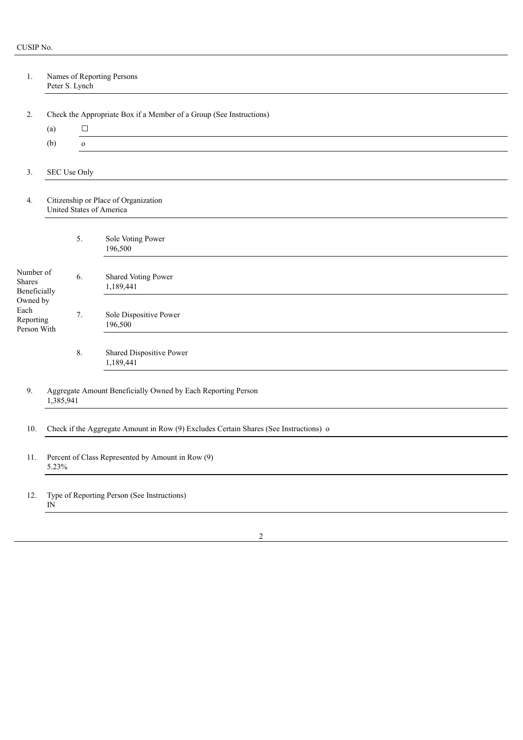CUSIP No.

| | | | |
|---|---|---|---|
| 1. | Names of Reporting Persons<br>Peter S. Lynch | | |
| 2. | Check the Appropriate Box if a Member of a Group (See Instructions) | | |
| | (a) ☐ | | |
| | (b) o | | |
| 3. | SEC Use Only | | |
| 4. | Citizenship or Place of Organization<br>United States of America | | |
| Number of Shares Beneficially Owned by Each Reporting Person With | 5. | Sole Voting Power<br>196,500 | |
| | 6. | Shared Voting Power<br>1,189,441 | |
| | 7. | Sole Dispositive Power<br>196,500 | |
| | 8. | Shared Dispositive Power<br>1,189,441 | |
| 9. | Aggregate Amount Beneficially Owned by Each Reporting Person<br>1,385,941 | | |
| 10. | Check if the Aggregate Amount in Row (9) Excludes Certain Shares (See Instructions) o | | |
| 11. | Percent of Class Represented by Amount in Row (9)<br>5.23% | | |
| 12. | Type of Reporting Person (See Instructions)<br>IN | | |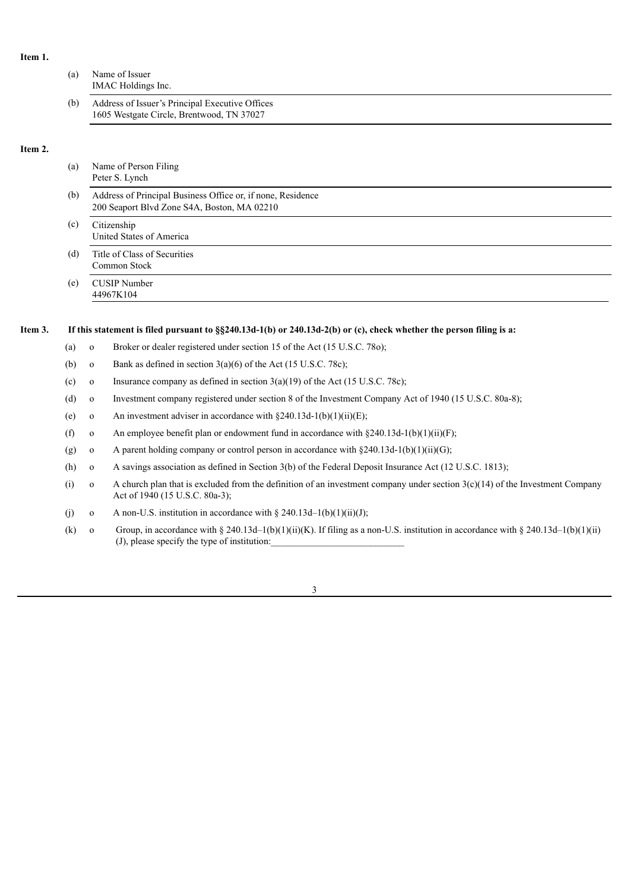**Item 1.**

(a) Name of Issuer
IMAC Holdings Inc.

(b) Address of Issuer's Principal Executive Offices
1605 Westgate Circle, Brentwood, TN 37027

**Item 2.**

(a) Name of Person Filing
Peter S. Lynch

(b) Address of Principal Business Office or, if none, Residence
200 Seaport Blvd Zone S4A, Boston, MA 02210

(c) Citizenship
United States of America

(d) Title of Class of Securities
Common Stock

(e) CUSIP Number
44967K104

**Item 3. If this statement is filed pursuant to §§240.13d-1(b) or 240.13d-2(b) or (c), check whether the person filing is a:**

(a) o Broker or dealer registered under section 15 of the Act (15 U.S.C. 78o);

(b) o Bank as defined in section 3(a)(6) of the Act (15 U.S.C. 78c);

(c) o Insurance company as defined in section 3(a)(19) of the Act (15 U.S.C. 78c);

(d) o Investment company registered under section 8 of the Investment Company Act of 1940 (15 U.S.C. 80a-8);

(e) o An investment adviser in accordance with §240.13d-1(b)(1)(ii)(E);

(f) o An employee benefit plan or endowment fund in accordance with §240.13d-1(b)(1)(ii)(F);

(g) o A parent holding company or control person in accordance with §240.13d-1(b)(1)(ii)(G);

(h) o A savings association as defined in Section 3(b) of the Federal Deposit Insurance Act (12 U.S.C. 1813);

(i) o A church plan that is excluded from the definition of an investment company under section 3(c)(14) of the Investment Company Act of 1940 (15 U.S.C. 80a-3);

(j) o A non-U.S. institution in accordance with § 240.13d–1(b)(1)(ii)(J);

(k) o Group, in accordance with § 240.13d–1(b)(1)(ii)(K). If filing as a non-U.S. institution in accordance with § 240.13d–1(b)(1)(ii)(J), please specify the type of institution:____________________________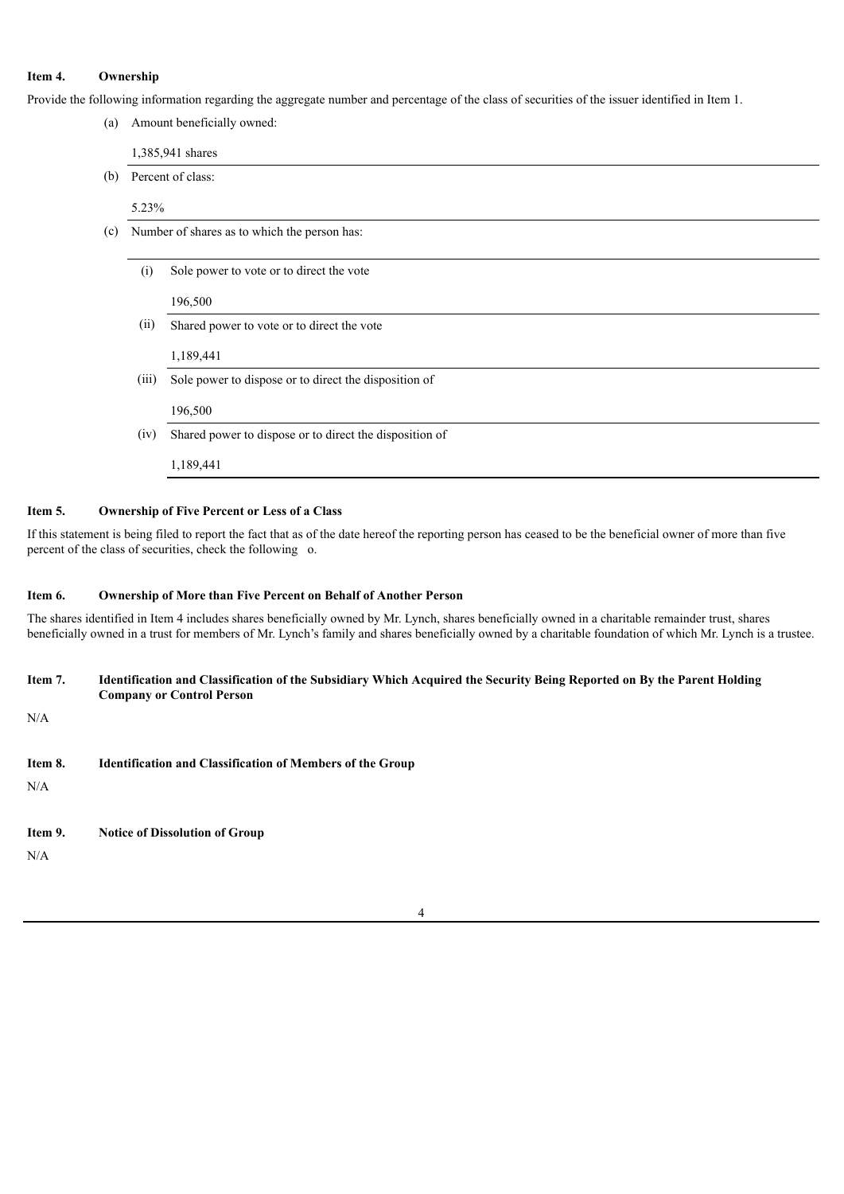**Item 4. Ownership**

Provide the following information regarding the aggregate number and percentage of the class of securities of the issuer identified in Item 1.

(a) Amount beneficially owned:

1,385,941 shares

(b) Percent of class:

5.23%

(c) Number of shares as to which the person has:

(i) Sole power to vote or to direct the vote

196,500

(ii) Shared power to vote or to direct the vote

1,189,441

(iii) Sole power to dispose or to direct the disposition of

196,500

(iv) Shared power to dispose or to direct the disposition of

1,189,441

**Item 5. Ownership of Five Percent or Less of a Class**

If this statement is being filed to report the fact that as of the date hereof the reporting person has ceased to be the beneficial owner of more than five percent of the class of securities, check the following o.

**Item 6. Ownership of More than Five Percent on Behalf of Another Person**

The shares identified in Item 4 includes shares beneficially owned by Mr. Lynch, shares beneficially owned in a charitable remainder trust, shares beneficially owned in a trust for members of Mr. Lynch's family and shares beneficially owned by a charitable foundation of which Mr. Lynch is a trustee.

**Item 7. Identification and Classification of the Subsidiary Which Acquired the Security Being Reported on By the Parent Holding Company or Control Person**

N/A

**Item 8. Identification and Classification of Members of the Group**

N/A

**Item 9. Notice of Dissolution of Group**

N/A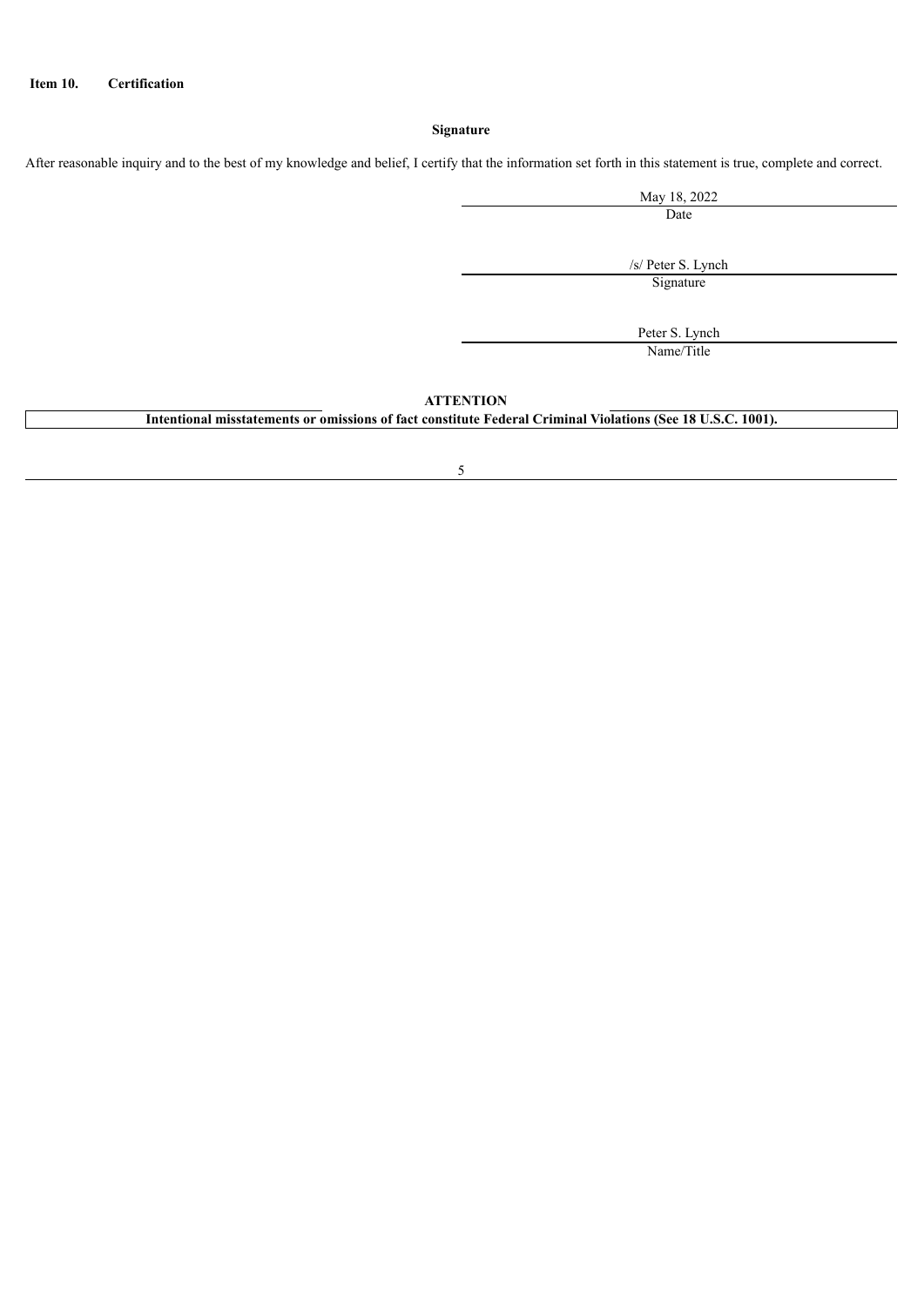**Item 10. Certification**

**Signature**

After reasonable inquiry and to the best of my knowledge and belief, I certify that the information set forth in this statement is true, complete and correct.

May 18, 2022
Date

/s/ Peter S. Lynch
Signature

Peter S. Lynch
Name/Title

**ATTENTION**

**Intentional misstatements or omissions of fact constitute Federal Criminal Violations (See 18 U.S.C. 1001).**